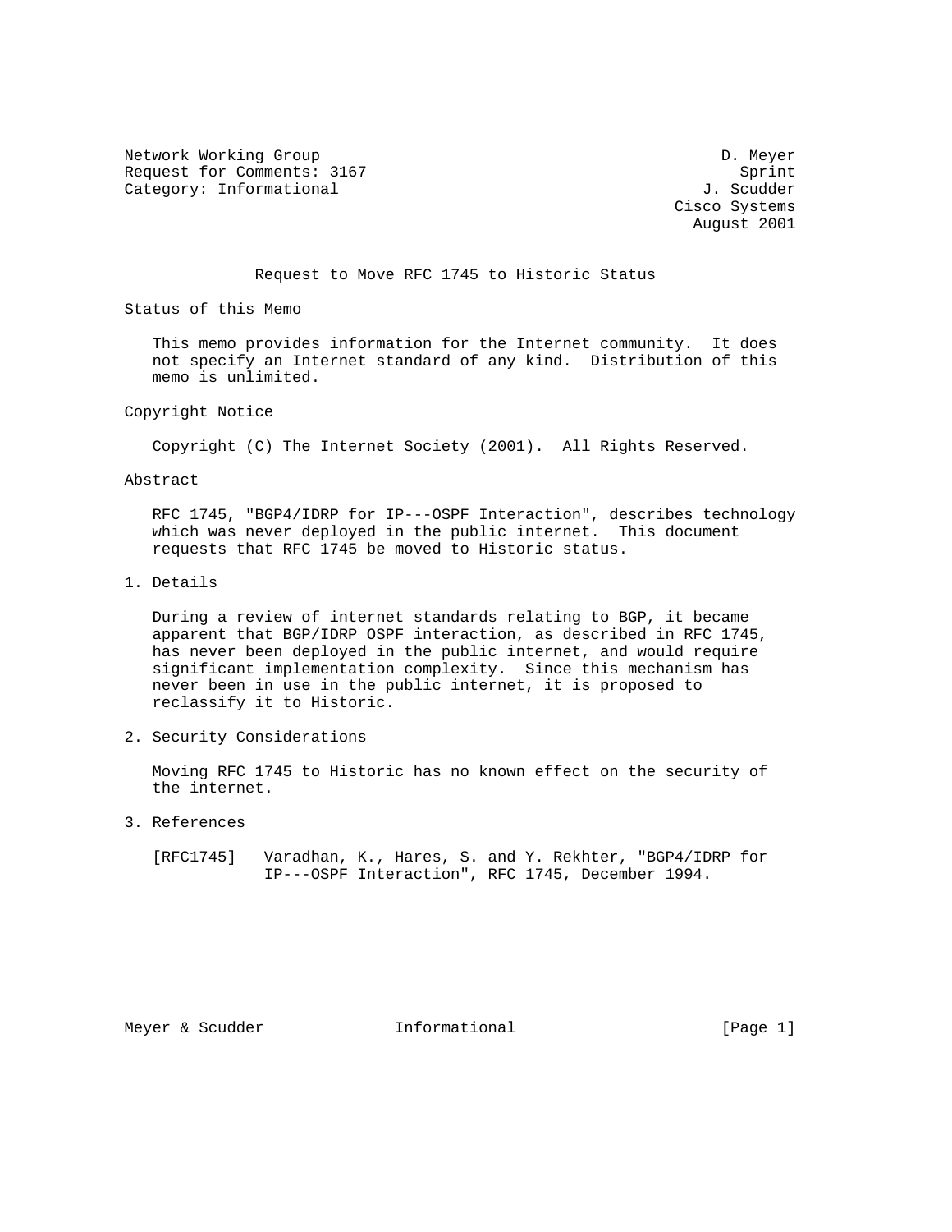Network Working Group D. Meyer
Request for Comments: 3167 Sprint
Category: Informational J. Scudder
Cisco Systems
August 2001

# Request to Move RFC 1745 to Historic Status

## Status of this Memo

This memo provides information for the Internet community. It does not specify an Internet standard of any kind. Distribution of this memo is unlimited.

## Copyright Notice

Copyright (C) The Internet Society (2001). All Rights Reserved.

## Abstract

RFC 1745, "BGP4/IDRP for IP---OSPF Interaction", describes technology which was never deployed in the public internet. This document requests that RFC 1745 be moved to Historic status.

## 1. Details

During a review of internet standards relating to BGP, it became apparent that BGP/IDRP OSPF interaction, as described in RFC 1745, has never been deployed in the public internet, and would require significant implementation complexity. Since this mechanism has never been in use in the public internet, it is proposed to reclassify it to Historic.

## 2. Security Considerations

Moving RFC 1745 to Historic has no known effect on the security of the internet.

## 3. References

[RFC1745] Varadhan, K., Hares, S. and Y. Rekhter, "BGP4/IDRP for IP---OSPF Interaction", RFC 1745, December 1994.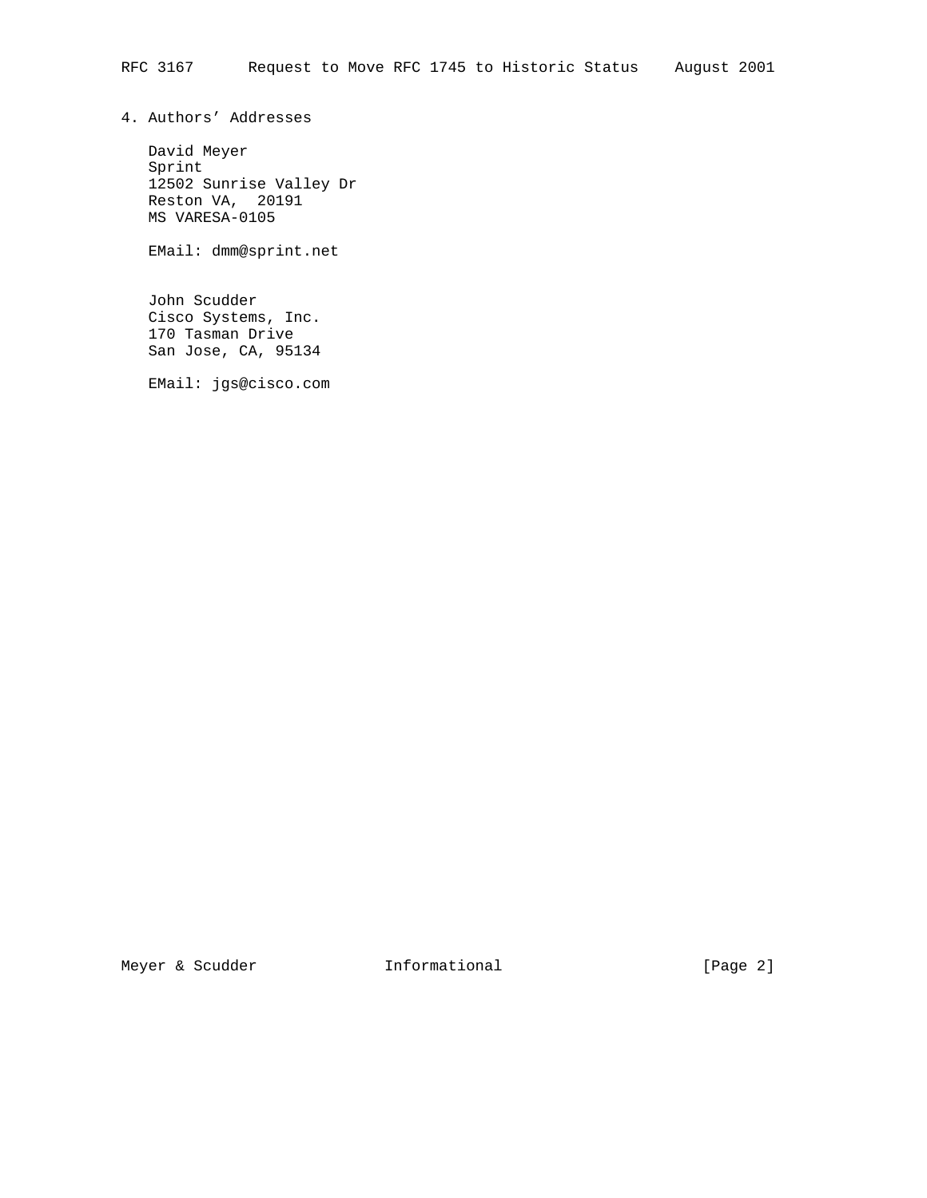## 4. Authors' Addresses

David Meyer
Sprint
12502 Sunrise Valley Dr
Reston VA,  20191
MS VARESA-0105

EMail: dmm@sprint.net

John Scudder
Cisco Systems, Inc.
170 Tasman Drive
San Jose, CA, 95134

EMail: jgs@cisco.com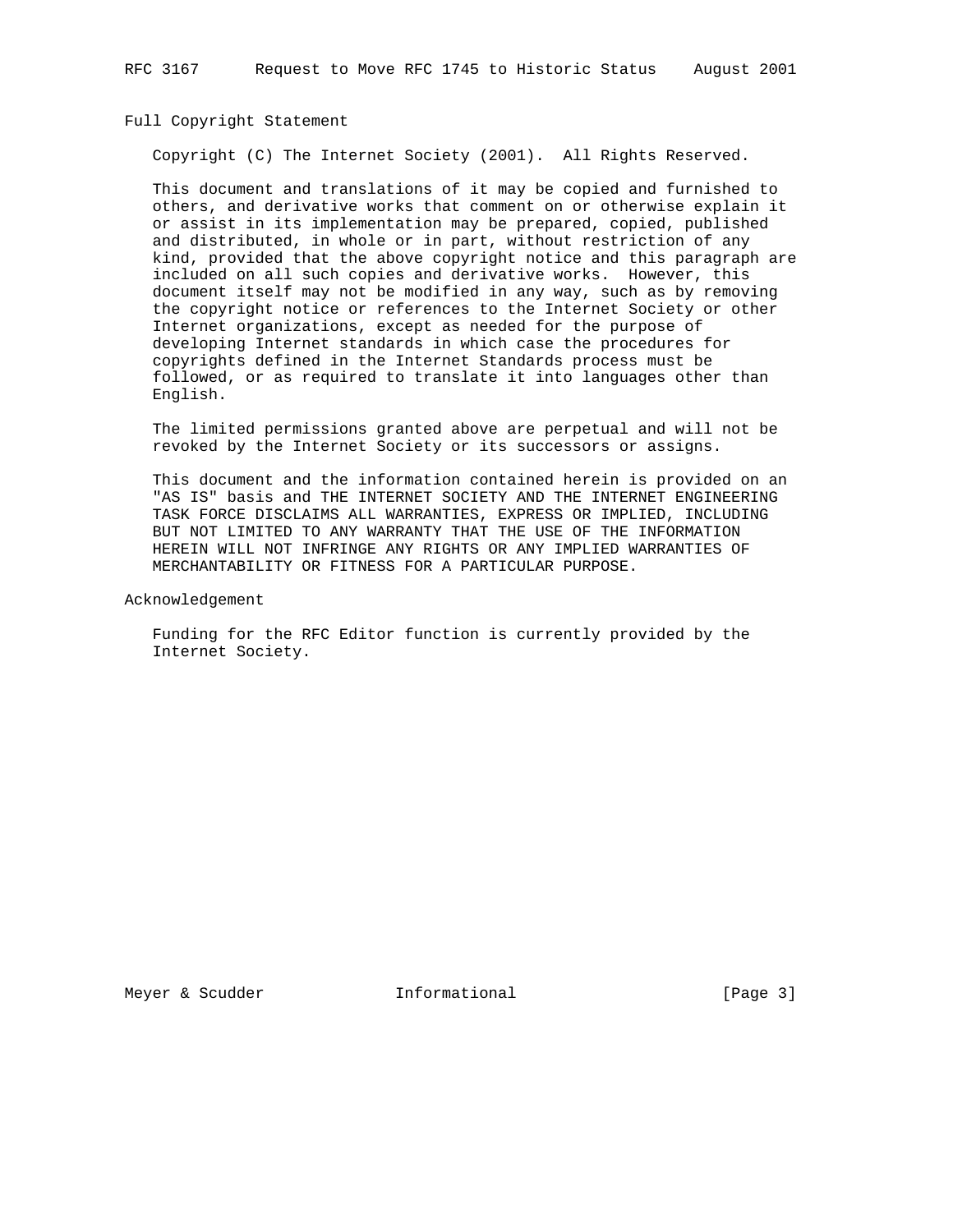## Full Copyright Statement

Copyright (C) The Internet Society (2001). All Rights Reserved.

This document and translations of it may be copied and furnished to others, and derivative works that comment on or otherwise explain it or assist in its implementation may be prepared, copied, published and distributed, in whole or in part, without restriction of any kind, provided that the above copyright notice and this paragraph are included on all such copies and derivative works. However, this document itself may not be modified in any way, such as by removing the copyright notice or references to the Internet Society or other Internet organizations, except as needed for the purpose of developing Internet standards in which case the procedures for copyrights defined in the Internet Standards process must be followed, or as required to translate it into languages other than English.

The limited permissions granted above are perpetual and will not be revoked by the Internet Society or its successors or assigns.

This document and the information contained herein is provided on an "AS IS" basis and THE INTERNET SOCIETY AND THE INTERNET ENGINEERING TASK FORCE DISCLAIMS ALL WARRANTIES, EXPRESS OR IMPLIED, INCLUDING BUT NOT LIMITED TO ANY WARRANTY THAT THE USE OF THE INFORMATION HEREIN WILL NOT INFRINGE ANY RIGHTS OR ANY IMPLIED WARRANTIES OF MERCHANTABILITY OR FITNESS FOR A PARTICULAR PURPOSE.

## Acknowledgement

Funding for the RFC Editor function is currently provided by the Internet Society.